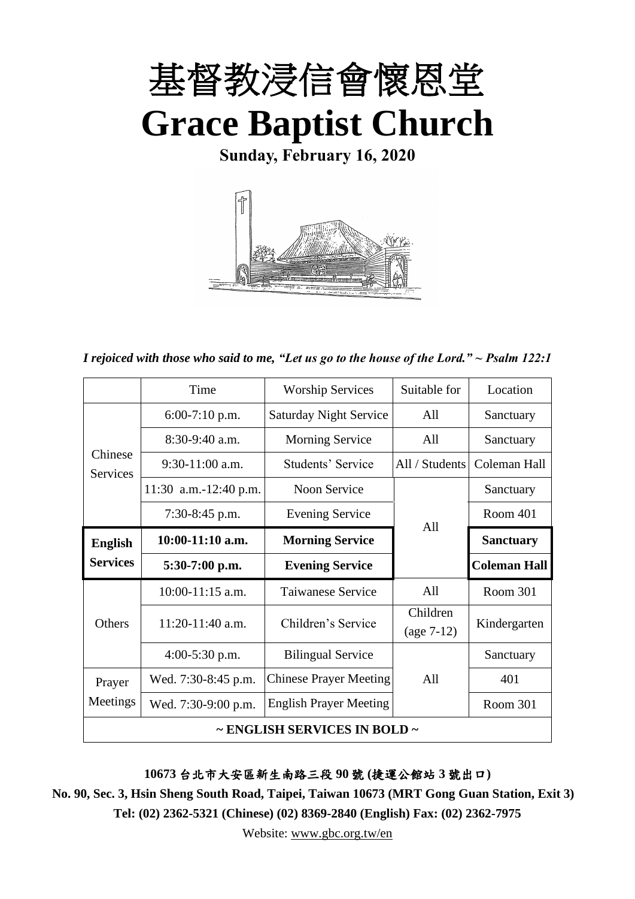# 基督教浸信會懷恩堂

# Grace Baptist Church

**Sunday, February 16, 2020**

*I rejoiced with those who said to me, "Let us go to the house of the Lord." ~ Psalm 122:1*

| | Time | Worship Services | Suitable for | Location |
|---|---|---|---|---|
| Chinese Services | 6:00-7:10 p.m. | Saturday Night Service | All | Sanctuary |
| | 8:30-9:40 a.m. | Morning Service | All | Sanctuary |
| | 9:30-11:00 a.m. | Students' Service | All / Students | Coleman Hall |
| | 11:30 a.m.-12:40 p.m. | Noon Service | All | Sanctuary |
| | 7:30-8:45 p.m. | Evening Service | | Room 401 |
| **English Services** | **10:00-11:10 a.m.** | **Morning Service** | | **Sanctuary** |
| | **5:30-7:00 p.m.** | **Evening Service** | | **Coleman Hall** |
| Others | 10:00-11:15 a.m. | Taiwanese Service | All | Room 301 |
| | 11:20-11:40 a.m. | Children's Service | Children (age 7-12) | Kindergarten |
| | 4:00-5:30 p.m. | Bilingual Service | All | Sanctuary |
| Prayer Meetings | Wed. 7:30-8:45 p.m. | Chinese Prayer Meeting | | 401 |
| | Wed. 7:30-9:00 p.m. | English Prayer Meeting | | Room 301 |
| **~ ENGLISH SERVICES IN BOLD ~** | | | | |

**10673 台北市大安區新生南路三段 90 號 (捷運公館站 3 號出口)**

**No. 90, Sec. 3, Hsin Sheng South Road, Taipei, Taiwan 10673 (MRT Gong Guan Station, Exit 3)**

**Tel: (02) 2362-5321 (Chinese) (02) 8369-2840 (English) Fax: (02) 2362-7975**

Website: www.gbc.org.tw/en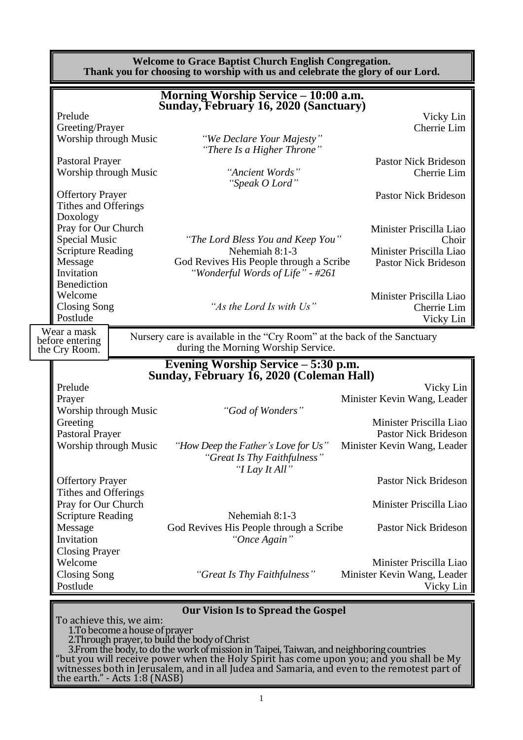**Welcome to Grace Baptist Church English Congregation.**
**Thank you for choosing to worship with us and celebrate the glory of our Lord.**

## Morning Worship Service – 10:00 a.m.
## Sunday, February 16, 2020 (Sanctuary)

| | | |
|---|---|---|
| Prelude | | Vicky Lin |
| Greeting/Prayer | | Cherrie Lim |
| Worship through Music | *"We Declare Your Majesty"* *"There Is a Higher Throne"* | |
| Pastoral Prayer | | Pastor Nick Brideson |
| Worship through Music | *"Ancient Words"* *"Speak O Lord"* | Cherrie Lim |
| Offertory Prayer | | Pastor Nick Brideson |
| Tithes and Offerings | | |
| Doxology | | |
| Pray for Our Church | | Minister Priscilla Liao |
| Special Music | *"The Lord Bless You and Keep You"* | Choir |
| Scripture Reading | Nehemiah 8:1-3 | Minister Priscilla Liao |
| Message | God Revives His People through a Scribe | Pastor Nick Brideson |
| Invitation | *"Wonderful Words of Life" - #261* | |
| Benediction | | |
| Welcome | | Minister Priscilla Liao |
| Closing Song | *"As the Lord Is with Us"* | Cherrie Lim |
| Postlude | | Vicky Lin |

Wear a mask before entering the Cry Room.

Nursery care is available in the "Cry Room" at the back of the Sanctuary during the Morning Worship Service.

## Evening Worship Service – 5:30 p.m.
## Sunday, February 16, 2020 (Coleman Hall)

| | | |
|---|---|---|
| Prelude | | Vicky Lin |
| Prayer | | Minister Kevin Wang, Leader |
| Worship through Music | *"God of Wonders"* | |
| Greeting | | Minister Priscilla Liao |
| Pastoral Prayer | | Pastor Nick Brideson |
| Worship through Music | *"How Deep the Father's Love for Us"* *"Great Is Thy Faithfulness"* *"I Lay It All"* | Minister Kevin Wang, Leader |
| Offertory Prayer | | Pastor Nick Brideson |
| Tithes and Offerings | | |
| Pray for Our Church | | Minister Priscilla Liao |
| Scripture Reading | Nehemiah 8:1-3 | |
| Message | God Revives His People through a Scribe | Pastor Nick Brideson |
| Invitation | *"Once Again"* | |
| Closing Prayer | | |
| Welcome | | Minister Priscilla Liao |
| Closing Song | *"Great Is Thy Faithfulness"* | Minister Kevin Wang, Leader |
| Postlude | | Vicky Lin |

### Our Vision Is to Spread the Gospel

To achieve this, we aim:

1. To become a house of prayer
2. Through prayer, to build the body of Christ
3. From the body, to do the work of mission in Taipei, Taiwan, and neighboring countries

"but you will receive power when the Holy Spirit has come upon you; and you shall be My witnesses both in Jerusalem, and in all Judea and Samaria, and even to the remotest part of the earth." - Acts 1:8 (NASB)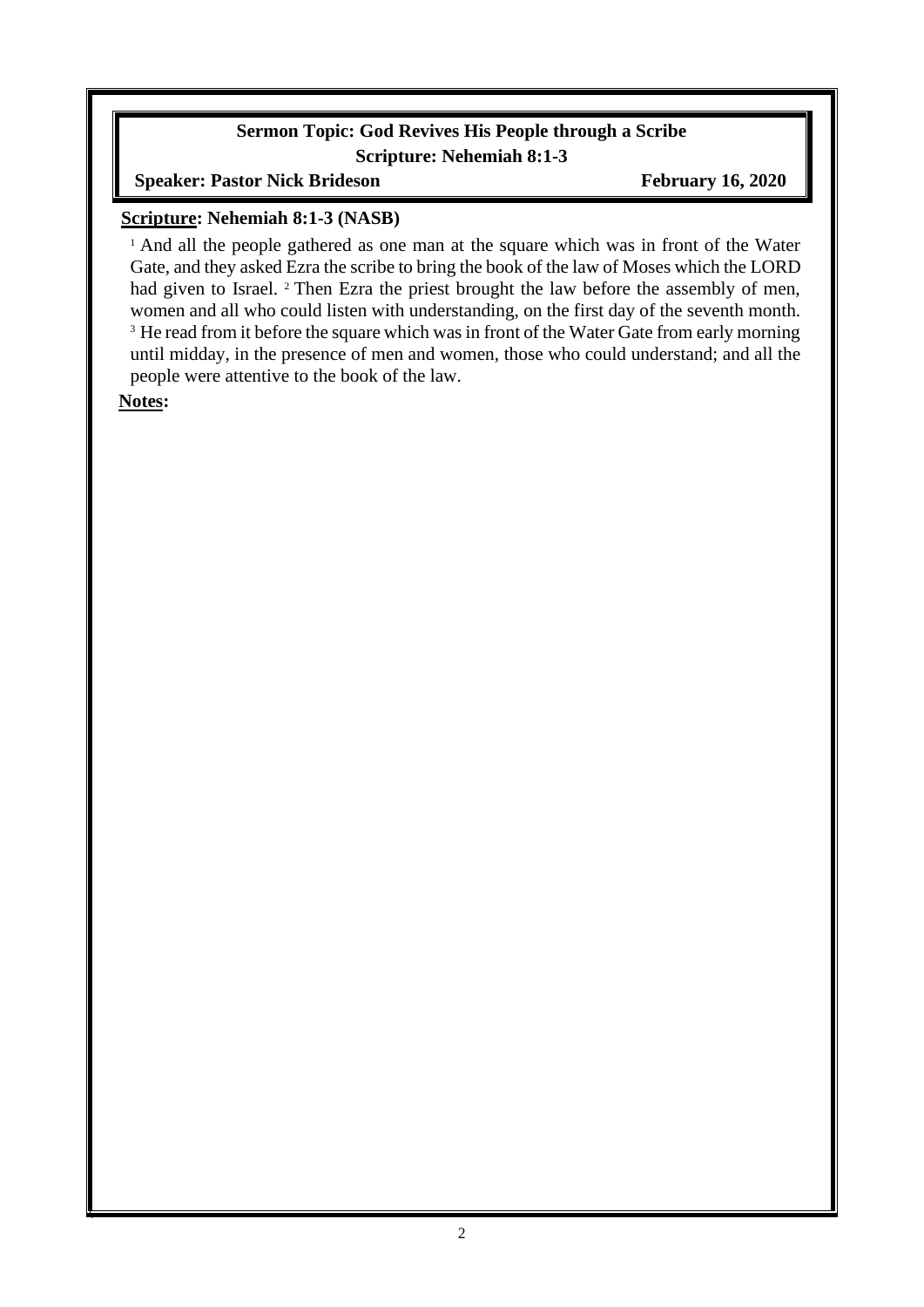**Sermon Topic: God Revives His People through a Scribe**

**Scripture: Nehemiah 8:1-3**

**Speaker: Pastor Nick Brideson** **February 16, 2020**

**Scripture: Nehemiah 8:1-3 (NASB)**

[1] And all the people gathered as one man at the square which was in front of the Water Gate, and they asked Ezra the scribe to bring the book of the law of Moses which the LORD had given to Israel. [2] Then Ezra the priest brought the law before the assembly of men, women and all who could listen with understanding, on the first day of the seventh month. [3] He read from it before the square which was in front of the Water Gate from early morning until midday, in the presence of men and women, those who could understand; and all the people were attentive to the book of the law.

**Notes:**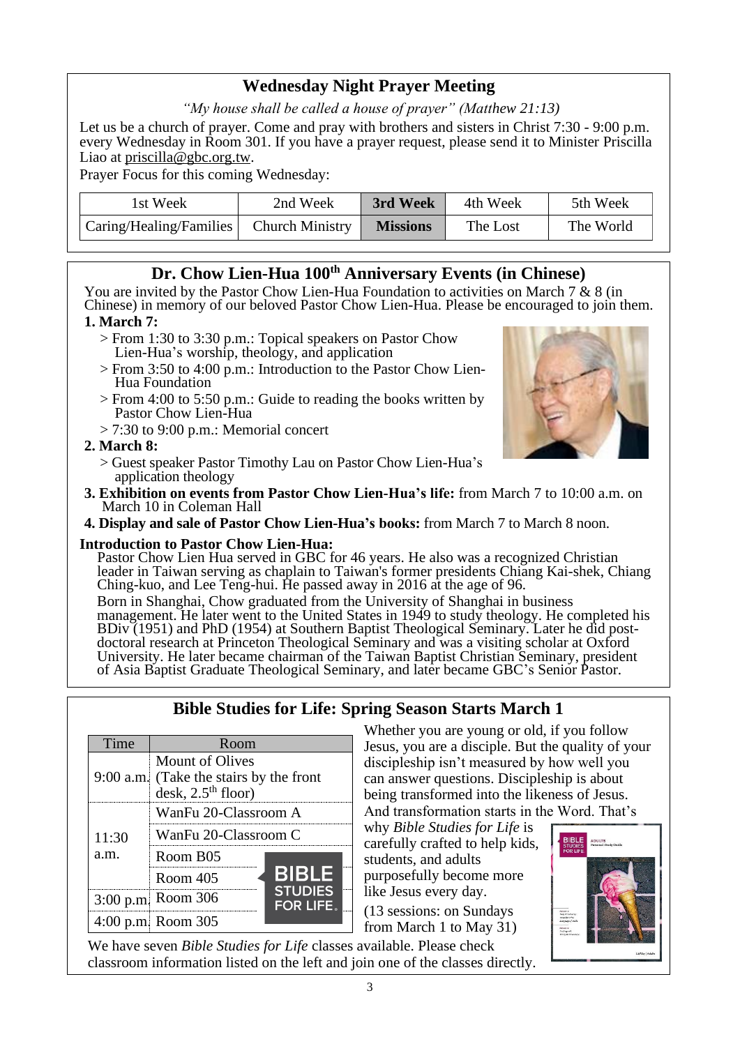## Wednesday Night Prayer Meeting

*"My house shall be called a house of prayer" (Matthew 21:13)*

Let us be a church of prayer. Come and pray with brothers and sisters in Christ 7:30 - 9:00 p.m. every Wednesday in Room 301. If you have a prayer request, please send it to Minister Priscilla Liao at priscilla@gbc.org.tw.

Prayer Focus for this coming Wednesday:

| 1st Week | 2nd Week | **3rd Week** | 4th Week | 5th Week |
|---|---|---|---|---|
| Caring/Healing/Families | Church Ministry | **Missions** | The Lost | The World |

## Dr. Chow Lien-Hua 100th Anniversary Events (in Chinese)

You are invited by the Pastor Chow Lien-Hua Foundation to activities on March 7 & 8 (in Chinese) in memory of our beloved Pastor Chow Lien-Hua. Please be encouraged to join them.

**1. March 7:**

> From 1:30 to 3:30 p.m.: Topical speakers on Pastor Chow Lien-Hua's worship, theology, and application

> From 3:50 to 4:00 p.m.: Introduction to the Pastor Chow Lien-Hua Foundation

> From 4:00 to 5:50 p.m.: Guide to reading the books written by Pastor Chow Lien-Hua

> 7:30 to 9:00 p.m.: Memorial concert

**2. March 8:**

> Guest speaker Pastor Timothy Lau on Pastor Chow Lien-Hua's application theology

**3. Exhibition on events from Pastor Chow Lien-Hua's life:** from March 7 to 10:00 a.m. on March 10 in Coleman Hall

**4. Display and sale of Pastor Chow Lien-Hua's books:** from March 7 to March 8 noon.

**Introduction to Pastor Chow Lien-Hua:**

Pastor Chow Lien Hua served in GBC for 46 years. He also was a recognized Christian leader in Taiwan serving as chaplain to Taiwan's former presidents Chiang Kai-shek, Chiang Ching-kuo, and Lee Teng-hui. He passed away in 2016 at the age of 96.

Born in Shanghai, Chow graduated from the University of Shanghai in business management. He later went to the United States in 1949 to study theology. He completed his BDiv (1951) and PhD (1954) at Southern Baptist Theological Seminary. Later he did post-doctoral research at Princeton Theological Seminary and was a visiting scholar at Oxford University. He later became chairman of the Taiwan Baptist Christian Seminary, president of Asia Baptist Graduate Theological Seminary, and later became GBC's Senior Pastor.

## Bible Studies for Life: Spring Season Starts March 1

| Time | Room |
|---|---|
| 9:00 a.m. | Mount of Olives (Take the stairs by the front desk, 2.5th floor) |
| 11:30 a.m. | WanFu 20-Classroom A |
| | WanFu 20-Classroom C |
| | Room B05 |
| | Room 405 |
| 3:00 p.m. | Room 306 |
| 4:00 p.m. | Room 305 |

Whether you are young or old, if you follow Jesus, you are a disciple. But the quality of your discipleship isn't measured by how well you can answer questions. Discipleship is about being transformed into the likeness of Jesus. And transformation starts in the Word. That's why *Bible Studies for Life* is carefully crafted to help kids, students, and adults purposefully become more like Jesus every day.

(13 sessions: on Sundays from March 1 to May 31)

We have seven *Bible Studies for Life* classes available. Please check classroom information listed on the left and join one of the classes directly.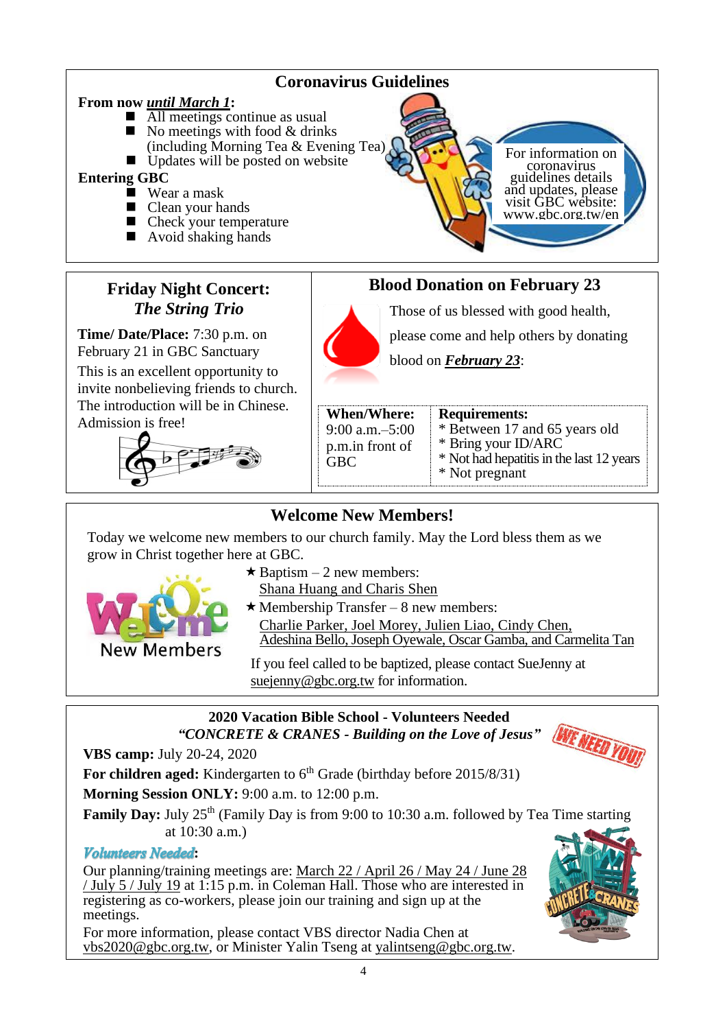## Coronavirus Guidelines

**From now *until March 1*:**

- All meetings continue as usual
- No meetings with food & drinks (including Morning Tea & Evening Tea)
- Updates will be posted on website

**Entering GBC**

- Wear a mask
- Clean your hands
- Check your temperature
- Avoid shaking hands

For information on coronavirus guidelines details and updates, please visit GBC website: www.gbc.org.tw/en

## Friday Night Concert: *The String Trio*

**Time/ Date/Place:** 7:30 p.m. on February 21 in GBC Sanctuary

This is an excellent opportunity to invite nonbelieving friends to church. The introduction will be in Chinese. Admission is free!

## Blood Donation on February 23

Those of us blessed with good health, please come and help others by donating blood on ***February 23***:

| When/Where: | Requirements: |
|---|---|
| 9:00 a.m.–5:00 p.m.in front of GBC | * Between 17 and 65 years old<br>* Bring your ID/ARC<br>* Not had hepatitis in the last 12 years<br>* Not pregnant |

## Welcome New Members!

Today we welcome new members to our church family. May the Lord bless them as we grow in Christ together here at GBC.

★ Baptism – 2 new members:
Shana Huang and Charis Shen

★ Membership Transfer – 8 new members:
Charlie Parker, Joel Morey, Julien Liao, Cindy Chen, Adeshina Bello, Joseph Oyewale, Oscar Gamba, and Carmelita Tan

If you feel called to be baptized, please contact SueJenny at suejenny@gbc.org.tw for information.

## 2020 Vacation Bible School - Volunteers Needed

***"CONCRETE & CRANES - Building on the Love of Jesus"***

**VBS camp:** July 20-24, 2020

**For children aged:** Kindergarten to 6th Grade (birthday before 2015/8/31)

**Morning Session ONLY:** 9:00 a.m. to 12:00 p.m.

**Family Day:** July 25th (Family Day is from 9:00 to 10:30 a.m. followed by Tea Time starting at 10:30 a.m.)

***Volunteers Needed*:**

Our planning/training meetings are: March 22 / April 26 / May 24 / June 28 / July 5 / July 19 at 1:15 p.m. in Coleman Hall. Those who are interested in registering as co-workers, please join our training and sign up at the meetings.

For more information, please contact VBS director Nadia Chen at vbs2020@gbc.org.tw, or Minister Yalin Tseng at yalintseng@gbc.org.tw.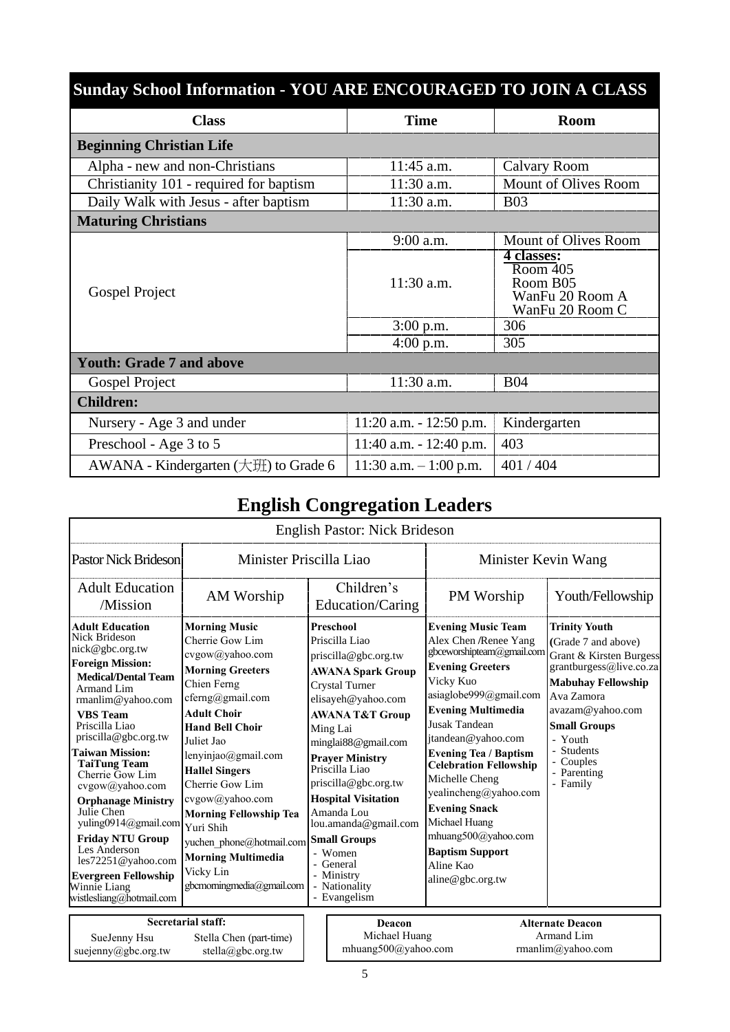## Sunday School Information - YOU ARE ENCOURAGED TO JOIN A CLASS

| Class | Time | Room |
|---|---|---|
| **Beginning Christian Life** | | |
| Alpha - new and non-Christians | 11:45 a.m. | Calvary Room |
| Christianity 101 - required for baptism | 11:30 a.m. | Mount of Olives Room |
| Daily Walk with Jesus - after baptism | 11:30 a.m. | B03 |
| **Maturing Christians** | | |
| Gospel Project | 9:00 a.m. | Mount of Olives Room |
| | 11:30 a.m. | **4 classes:** Room 405, Room B05, WanFu 20 Room A, WanFu 20 Room C |
| | 3:00 p.m. | 306 |
| | 4:00 p.m. | 305 |
| **Youth: Grade 7 and above** | | |
| Gospel Project | 11:30 a.m. | B04 |
| **Children:** | | |
| Nursery - Age 3 and under | 11:20 a.m. - 12:50 p.m. | Kindergarten |
| Preschool - Age 3 to 5 | 11:40 a.m. - 12:40 p.m. | 403 |
| AWANA - Kindergarten (大班) to Grade 6 | 11:30 a.m. – 1:00 p.m. | 401 / 404 |

## English Congregation Leaders

English Pastor: Nick Brideson

| Pastor Nick Brideson | Minister Priscilla Liao | | Minister Kevin Wang | |
|---|---|---|---|---|
| Adult Education /Mission | AM Worship | Children's Education/Caring | PM Worship | Youth/Fellowship |
| **Adult Education** Nick Brideson nick@gbc.org.tw **Foreign Mission:** **Medical/Dental Team** Armand Lim rmanlim@yahoo.com **VBS Team** Priscilla Liao priscilla@gbc.org.tw **Taiwan Mission:** **TaiTung Team** Cherrie Gow Lim cvgow@yahoo.com **Orphanage Ministry** Julie Chen yuling0914@gmail.com **Friday NTU Group** Les Anderson les72251@yahoo.com **Evergreen Fellowship** Winnie Liang wistlesliang@hotmail.com | **Morning Music** Cherrie Gow Lim cvgow@yahoo.com **Morning Greeters** Chien Ferng cferng@gmail.com **Adult Choir** **Hand Bell Choir** Juliet Jao lenyinjao@gmail.com **Hallel Singers** Cherrie Gow Lim cvgow@yahoo.com **Morning Fellowship Tea** Yuri Shih yuchen_phone@hotmail.com **Morning Multimedia** Vicky Lin gbcmorningmedia@gmail.com | **Preschool** Priscilla Liao priscilla@gbc.org.tw **AWANA Spark Group** Crystal Turner elisayeh@yahoo.com **AWANA T&T Group** Ming Lai minglai88@gmail.com **Prayer Ministry** Priscilla Liao priscilla@gbc.org.tw **Hospital Visitation** Amanda Lou lou.amanda@gmail.com **Small Groups** - Women - General - Ministry - Nationality - Evangelism | **Evening Music Team** Alex Chen /Renee Yang gbceworshipteam@gmail.com **Evening Greeters** Vicky Kuo asiaglobe999@gmail.com **Evening Multimedia** Jusak Tandean jtandean@yahoo.com **Evening Tea / Baptism Celebration Fellowship** Michelle Cheng yealincheng@yahoo.com **Evening Snack** Michael Huang mhuang500@yahoo.com **Baptism Support** Aline Kao aline@gbc.org.tw | **Trinity Youth** (Grade 7 and above) Grant & Kirsten Burgess grantburgess@live.co.za **Mabuhay Fellowship** Ava Zamora avazam@yahoo.com **Small Groups** - Youth - Students - Couples - Parenting - Family |

**Secretarial staff:**

SueJenny Hsu suejenny@gbc.org.tw

Stella Chen (part-time) stella@gbc.org.tw

**Deacon**

Michael Huang mhuang500@yahoo.com

**Alternate Deacon**

Armand Lim rmanlim@yahoo.com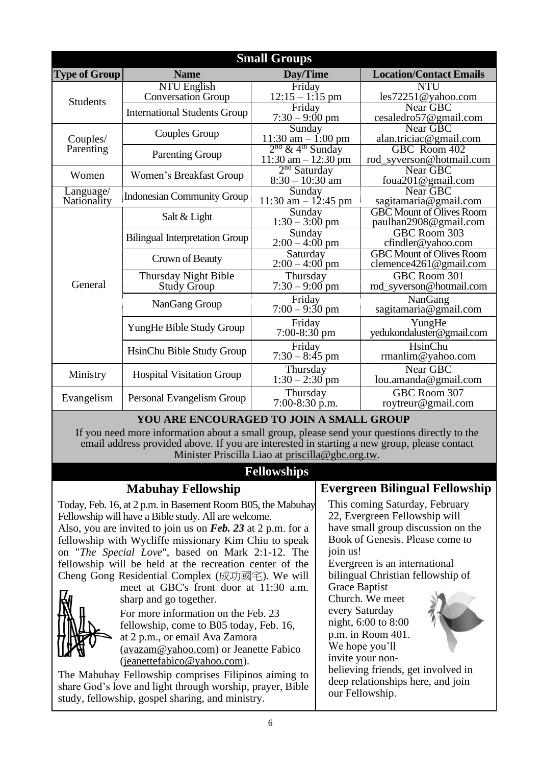## Small Groups

| Type of Group | Name | Day/Time | Location/Contact Emails |
|---|---|---|---|
| Students | NTU English Conversation Group | Friday 12:15 – 1:15 pm | NTU les72251@yahoo.com |
| | International Students Group | Friday 7:30 – 9:00 pm | Near GBC cesaledro57@gmail.com |
| Couples/ Parenting | Couples Group | Sunday 11:30 am – 1:00 pm | Near GBC alan.triciac@gmail.com |
| | Parenting Group | 2nd & 4th Sunday 11:30 am – 12:30 pm | GBC Room 402 rod_syverson@hotmail.com |
| Women | Women's Breakfast Group | 2nd Saturday 8:30 – 10:30 am | Near GBC foua201@gmail.com |
| Language/ Nationality | Indonesian Community Group | Sunday 11:30 am – 12:45 pm | Near GBC sagitamaria@gmail.com |
| General | Salt & Light | Sunday 1:30 – 3:00 pm | GBC Mount of Olives Room paulhan2908@gmail.com |
| | Bilingual Interpretation Group | Sunday 2:00 – 4:00 pm | GBC Room 303 cfindler@yahoo.com |
| | Crown of Beauty | Saturday 2:00 – 4:00 pm | GBC Mount of Olives Room clemence4261@gmail.com |
| | Thursday Night Bible Study Group | Thursday 7:30 – 9:00 pm | GBC Room 301 rod_syverson@hotmail.com |
| | NanGang Group | Friday 7:00 – 9:30 pm | NanGang sagitamaria@gmail.com |
| | YungHe Bible Study Group | Friday 7:00-8:30 pm | YungHe yedukondaluster@gmail.com |
| | HsinChu Bible Study Group | Friday 7:30 – 8:45 pm | HsinChu rmanlim@yahoo.com |
| Ministry | Hospital Visitation Group | Thursday 1:30 – 2:30 pm | Near GBC lou.amanda@gmail.com |
| Evangelism | Personal Evangelism Group | Thursday 7:00-8:30 p.m. | GBC Room 307 roytreur@gmail.com |

**YOU ARE ENCOURAGED TO JOIN A SMALL GROUP**

If you need more information about a small group, please send your questions directly to the email address provided above. If you are interested in starting a new group, please contact Minister Priscilla Liao at priscilla@gbc.org.tw.

## Fellowships

### Mabuhay Fellowship

Today, Feb. 16, at 2 p.m. in Basement Room B05, the Mabuhay Fellowship will have a Bible study. All are welcome.

Also, you are invited to join us on ***Feb. 23*** at 2 p.m. for a fellowship with Wycliffe missionary Kim Chiu to speak on "*The Special Love*", based on Mark 2:1-12. The fellowship will be held at the recreation center of the Cheng Gong Residential Complex (成功國宅). We will meet at GBC's front door at 11:30 a.m. sharp and go together.

For more information on the Feb. 23 fellowship, come to B05 today, Feb. 16, at 2 p.m., or email Ava Zamora (avazam@yahoo.com) or Jeanette Fabico (jeanettefabico@yahoo.com).

The Mabuhay Fellowship comprises Filipinos aiming to share God's love and light through worship, prayer, Bible study, fellowship, gospel sharing, and ministry.

### Evergreen Bilingual Fellowship

This coming Saturday, February 22, Evergreen Fellowship will have small group discussion on the Book of Genesis. Please come to join us!

Evergreen is an international bilingual Christian fellowship of Grace Baptist Church. We meet every Saturday night, 6:00 to 8:00 p.m. in Room 401. We hope you'll invite your non-believing friends, get involved in deep relationships here, and join our Fellowship.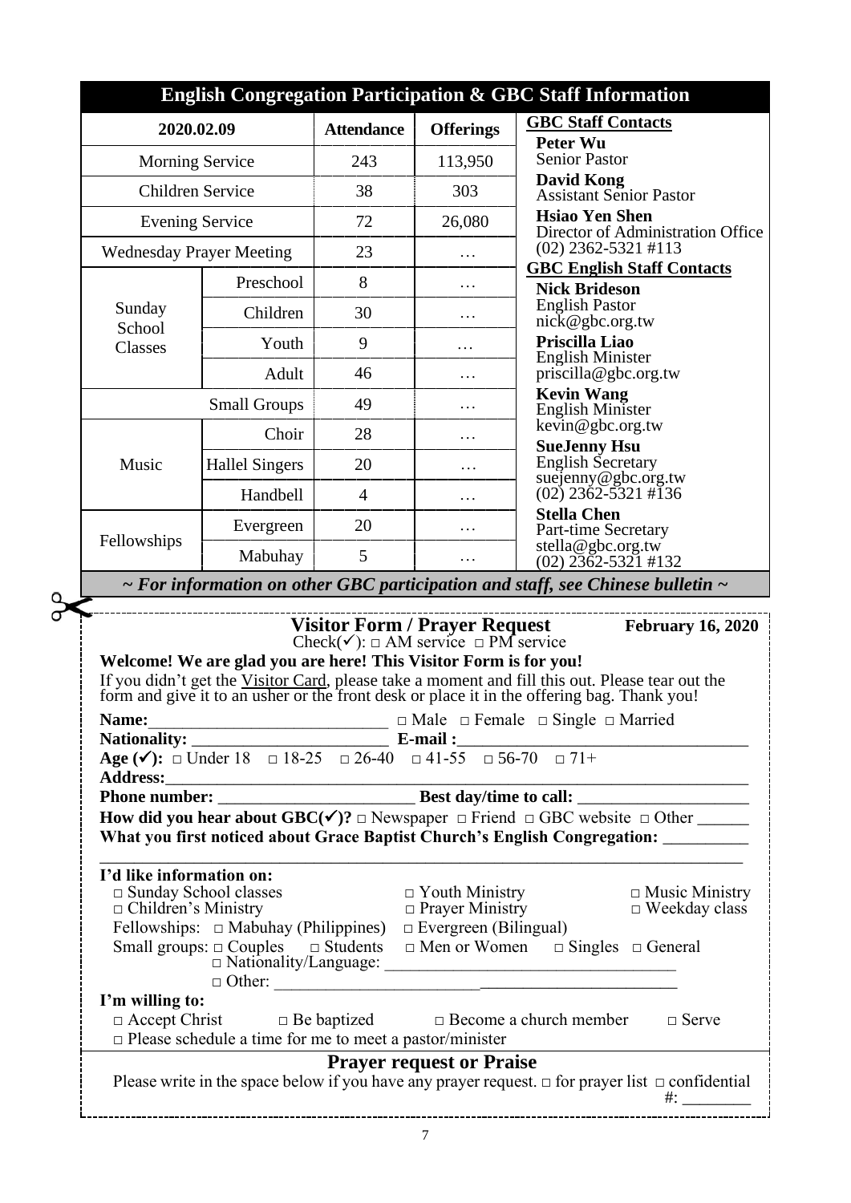## English Congregation Participation & GBC Staff Information

| 2020.02.09 | | Attendance | Offerings |
|---|---|---|---|
| Morning Service | | 243 | 113,950 |
| Children Service | | 38 | 303 |
| Evening Service | | 72 | 26,080 |
| Wednesday Prayer Meeting | | 23 | … |
| Sunday School Classes | Preschool | 8 | … |
| | Children | 30 | … |
| | Youth | 9 | … |
| | Adult | 46 | … |
| Small Groups | | 49 | … |
| Music | Choir | 28 | … |
| | Hallel Singers | 20 | … |
| | Handbell | 4 | … |
| Fellowships | Evergreen | 20 | … |
| | Mabuhay | 5 | … |

**GBC Staff Contacts**

**Peter Wu**
Senior Pastor

**David Kong**
Assistant Senior Pastor

**Hsiao Yen Shen**
Director of Administration Office
(02) 2362-5321 #113

**GBC English Staff Contacts**

**Nick Brideson**
English Pastor
nick@gbc.org.tw

**Priscilla Liao**
English Minister
priscilla@gbc.org.tw

**Kevin Wang**
English Minister
kevin@gbc.org.tw

**SueJenny Hsu**
English Secretary
suejenny@gbc.org.tw
(02) 2362-5321 #136

**Stella Chen**
Part-time Secretary
stella@gbc.org.tw
(02) 2362-5321 #132

*~ For information on other GBC participation and staff, see Chinese bulletin ~*

---

### Visitor Form / Prayer Request

**February 16, 2020**

Check(✓): □ AM service □ PM service

**Welcome! We are glad you are here! This Visitor Form is for you!**

If you didn't get the Visitor Card, please take a moment and fill this out. Please tear out the form and give it to an usher or the front desk or place it in the offering bag. Thank you!

**Name:**\_\_\_\_\_\_\_\_\_\_\_\_\_\_\_\_\_\_\_\_\_\_\_\_ □ Male □ Female □ Single □ Married

**Nationality:** \_\_\_\_\_\_\_\_\_\_\_\_\_\_\_\_\_\_\_\_\_\_ **E-mail :**\_\_\_\_\_\_\_\_\_\_\_\_\_\_\_\_\_\_\_\_\_\_\_\_\_\_\_\_

**Age (✓):** □ Under 18 □ 18-25 □ 26-40 □ 41-55 □ 56-70 □ 71+

**Address:**\_\_\_\_\_\_\_\_\_\_\_\_\_\_\_\_\_\_\_\_\_\_\_\_\_\_\_\_\_\_\_\_\_\_\_\_\_\_\_\_\_\_\_\_\_\_\_\_\_\_\_\_\_\_\_\_\_\_\_\_

**Phone number:** \_\_\_\_\_\_\_\_\_\_\_\_\_\_\_\_\_\_\_\_\_\_ **Best day/time to call:** \_\_\_\_\_\_\_\_\_\_\_\_\_\_\_\_\_\_\_

**How did you hear about GBC(✓)?** □ Newspaper □ Friend □ GBC website □ Other \_\_\_\_\_\_

**What you first noticed about Grace Baptist Church's English Congregation:** \_\_\_\_\_\_\_\_\_\_

\_\_\_\_\_\_\_\_\_\_\_\_\_\_\_\_\_\_\_\_\_\_\_\_\_\_\_\_\_\_\_\_\_\_\_\_\_\_\_\_\_\_\_\_\_\_\_\_\_\_\_\_\_\_\_\_\_\_\_\_\_\_\_\_\_\_\_\_\_\_\_\_

**I'd like information on:**

□ Sunday School classes □ Youth Ministry □ Music Ministry
□ Children's Ministry □ Prayer Ministry □ Weekday class
Fellowships: □ Mabuhay (Philippines) □ Evergreen (Bilingual)
Small groups: □ Couples □ Students □ Men or Women □ Singles □ General
□ Nationality/Language: \_\_\_\_\_\_\_\_\_\_\_\_\_\_\_\_\_\_\_\_\_\_\_\_\_\_\_\_\_\_\_\_\_\_
□ Other: \_\_\_\_\_\_\_\_\_\_\_\_\_\_\_\_\_\_\_\_\_\_\_\_\_\_\_\_\_\_\_\_\_\_\_\_\_\_\_\_\_\_\_\_\_\_\_

**I'm willing to:**

□ Accept Christ □ Be baptized □ Become a church member □ Serve
□ Please schedule a time for me to meet a pastor/minister

### Prayer request or Praise

Please write in the space below if you have any prayer request. □ for prayer list □ confidential

#: \_\_\_\_\_\_\_\_